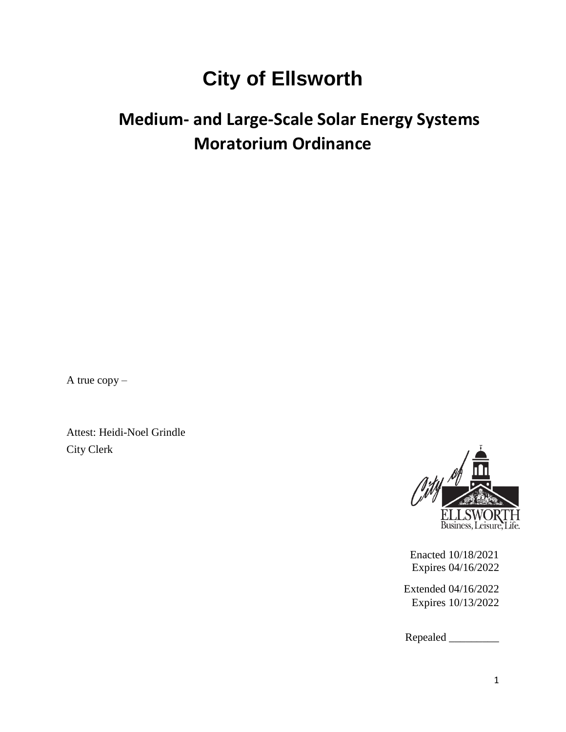# City of Ellsworth

## Medium- and Large-Scale Solar Energy Systems Moratorium Ordinance

A true copy –

Attest: Heidi-Noel Grindle
City Clerk

City of ELLSWORTH
Business, Leisure, Life.

Enacted 10/18/2021
Expires 04/16/2022

Extended 04/16/2022
Expires 10/13/2022

Repealed _________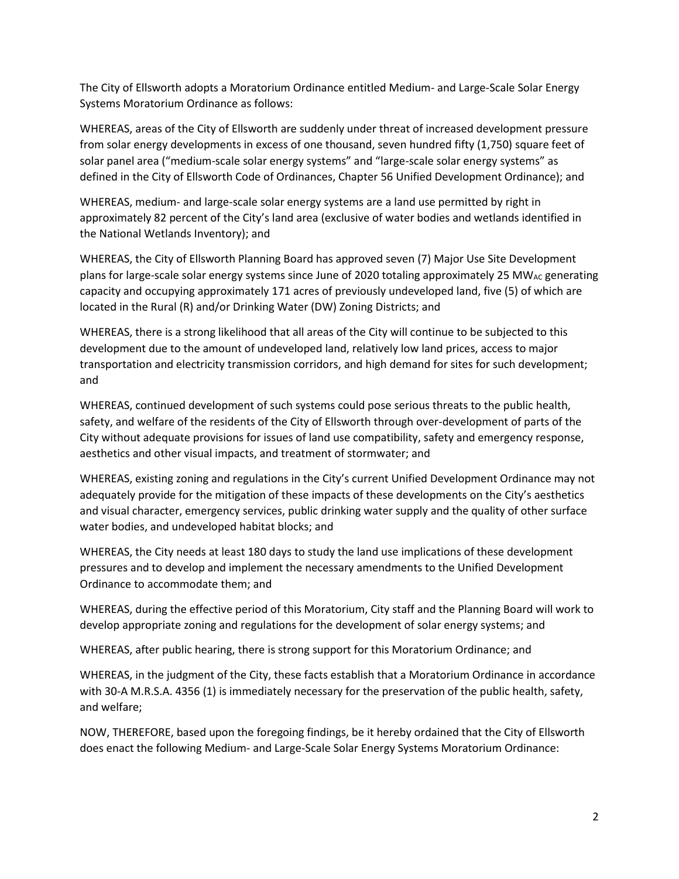The City of Ellsworth adopts a Moratorium Ordinance entitled Medium- and Large-Scale Solar Energy Systems Moratorium Ordinance as follows:

WHEREAS, areas of the City of Ellsworth are suddenly under threat of increased development pressure from solar energy developments in excess of one thousand, seven hundred fifty (1,750) square feet of solar panel area ("medium-scale solar energy systems" and "large-scale solar energy systems" as defined in the City of Ellsworth Code of Ordinances, Chapter 56 Unified Development Ordinance); and

WHEREAS, medium- and large-scale solar energy systems are a land use permitted by right in approximately 82 percent of the City's land area (exclusive of water bodies and wetlands identified in the National Wetlands Inventory); and

WHEREAS, the City of Ellsworth Planning Board has approved seven (7) Major Use Site Development plans for large-scale solar energy systems since June of 2020 totaling approximately 25 $MW_{AC}$ generating capacity and occupying approximately 171 acres of previously undeveloped land, five (5) of which are located in the Rural (R) and/or Drinking Water (DW) Zoning Districts; and

WHEREAS, there is a strong likelihood that all areas of the City will continue to be subjected to this development due to the amount of undeveloped land, relatively low land prices, access to major transportation and electricity transmission corridors, and high demand for sites for such development; and

WHEREAS, continued development of such systems could pose serious threats to the public health, safety, and welfare of the residents of the City of Ellsworth through over-development of parts of the City without adequate provisions for issues of land use compatibility, safety and emergency response, aesthetics and other visual impacts, and treatment of stormwater; and

WHEREAS, existing zoning and regulations in the City's current Unified Development Ordinance may not adequately provide for the mitigation of these impacts of these developments on the City's aesthetics and visual character, emergency services, public drinking water supply and the quality of other surface water bodies, and undeveloped habitat blocks; and

WHEREAS, the City needs at least 180 days to study the land use implications of these development pressures and to develop and implement the necessary amendments to the Unified Development Ordinance to accommodate them; and

WHEREAS, during the effective period of this Moratorium, City staff and the Planning Board will work to develop appropriate zoning and regulations for the development of solar energy systems; and

WHEREAS, after public hearing, there is strong support for this Moratorium Ordinance; and

WHEREAS, in the judgment of the City, these facts establish that a Moratorium Ordinance in accordance with 30-A M.R.S.A. 4356 (1) is immediately necessary for the preservation of the public health, safety, and welfare;

NOW, THEREFORE, based upon the foregoing findings, be it hereby ordained that the City of Ellsworth does enact the following Medium- and Large-Scale Solar Energy Systems Moratorium Ordinance: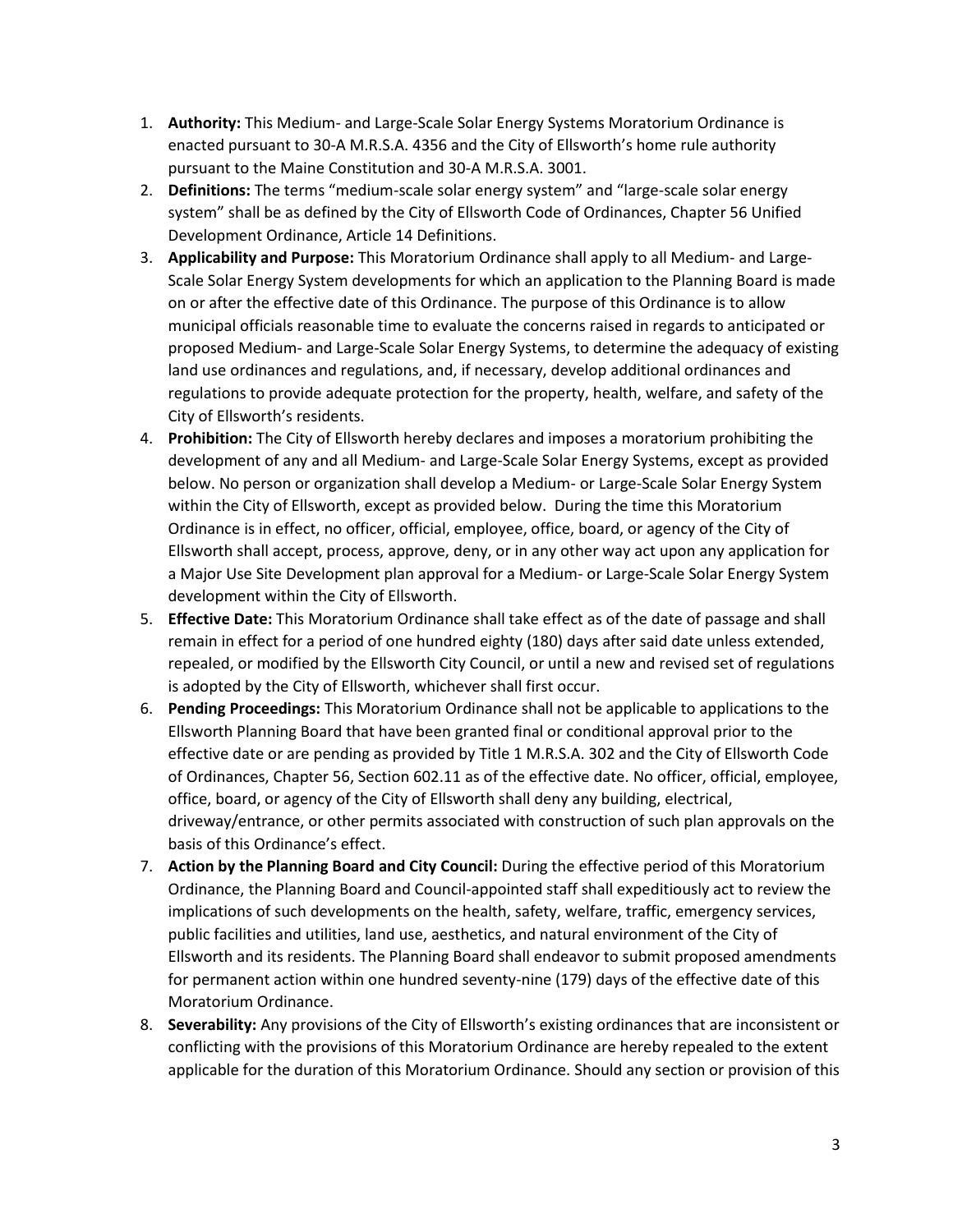1. **Authority:** This Medium- and Large-Scale Solar Energy Systems Moratorium Ordinance is enacted pursuant to 30-A M.R.S.A. 4356 and the City of Ellsworth's home rule authority pursuant to the Maine Constitution and 30-A M.R.S.A. 3001.
2. **Definitions:** The terms "medium-scale solar energy system" and "large-scale solar energy system" shall be as defined by the City of Ellsworth Code of Ordinances, Chapter 56 Unified Development Ordinance, Article 14 Definitions.
3. **Applicability and Purpose:** This Moratorium Ordinance shall apply to all Medium- and Large-Scale Solar Energy System developments for which an application to the Planning Board is made on or after the effective date of this Ordinance. The purpose of this Ordinance is to allow municipal officials reasonable time to evaluate the concerns raised in regards to anticipated or proposed Medium- and Large-Scale Solar Energy Systems, to determine the adequacy of existing land use ordinances and regulations, and, if necessary, develop additional ordinances and regulations to provide adequate protection for the property, health, welfare, and safety of the City of Ellsworth's residents.
4. **Prohibition:** The City of Ellsworth hereby declares and imposes a moratorium prohibiting the development of any and all Medium- and Large-Scale Solar Energy Systems, except as provided below. No person or organization shall develop a Medium- or Large-Scale Solar Energy System within the City of Ellsworth, except as provided below. During the time this Moratorium Ordinance is in effect, no officer, official, employee, office, board, or agency of the City of Ellsworth shall accept, process, approve, deny, or in any other way act upon any application for a Major Use Site Development plan approval for a Medium- or Large-Scale Solar Energy System development within the City of Ellsworth.
5. **Effective Date:** This Moratorium Ordinance shall take effect as of the date of passage and shall remain in effect for a period of one hundred eighty (180) days after said date unless extended, repealed, or modified by the Ellsworth City Council, or until a new and revised set of regulations is adopted by the City of Ellsworth, whichever shall first occur.
6. **Pending Proceedings:** This Moratorium Ordinance shall not be applicable to applications to the Ellsworth Planning Board that have been granted final or conditional approval prior to the effective date or are pending as provided by Title 1 M.R.S.A. 302 and the City of Ellsworth Code of Ordinances, Chapter 56, Section 602.11 as of the effective date. No officer, official, employee, office, board, or agency of the City of Ellsworth shall deny any building, electrical, driveway/entrance, or other permits associated with construction of such plan approvals on the basis of this Ordinance's effect.
7. **Action by the Planning Board and City Council:** During the effective period of this Moratorium Ordinance, the Planning Board and Council-appointed staff shall expeditiously act to review the implications of such developments on the health, safety, welfare, traffic, emergency services, public facilities and utilities, land use, aesthetics, and natural environment of the City of Ellsworth and its residents. The Planning Board shall endeavor to submit proposed amendments for permanent action within one hundred seventy-nine (179) days of the effective date of this Moratorium Ordinance.
8. **Severability:** Any provisions of the City of Ellsworth's existing ordinances that are inconsistent or conflicting with the provisions of this Moratorium Ordinance are hereby repealed to the extent applicable for the duration of this Moratorium Ordinance. Should any section or provision of this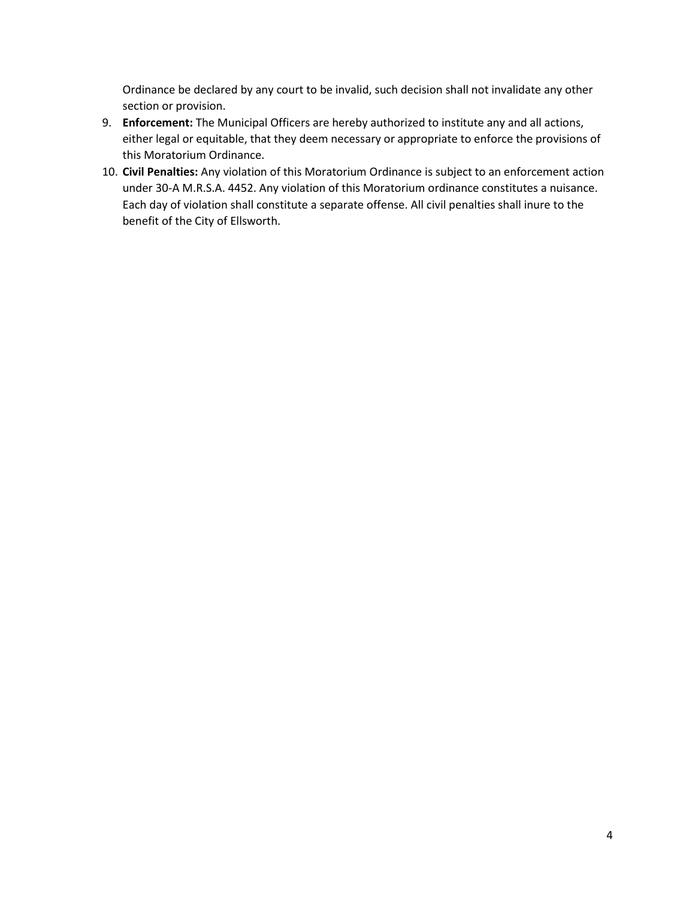Ordinance be declared by any court to be invalid, such decision shall not invalidate any other section or provision.

9. **Enforcement:** The Municipal Officers are hereby authorized to institute any and all actions, either legal or equitable, that they deem necessary or appropriate to enforce the provisions of this Moratorium Ordinance.
10. **Civil Penalties:** Any violation of this Moratorium Ordinance is subject to an enforcement action under 30-A M.R.S.A. 4452. Any violation of this Moratorium ordinance constitutes a nuisance. Each day of violation shall constitute a separate offense. All civil penalties shall inure to the benefit of the City of Ellsworth.